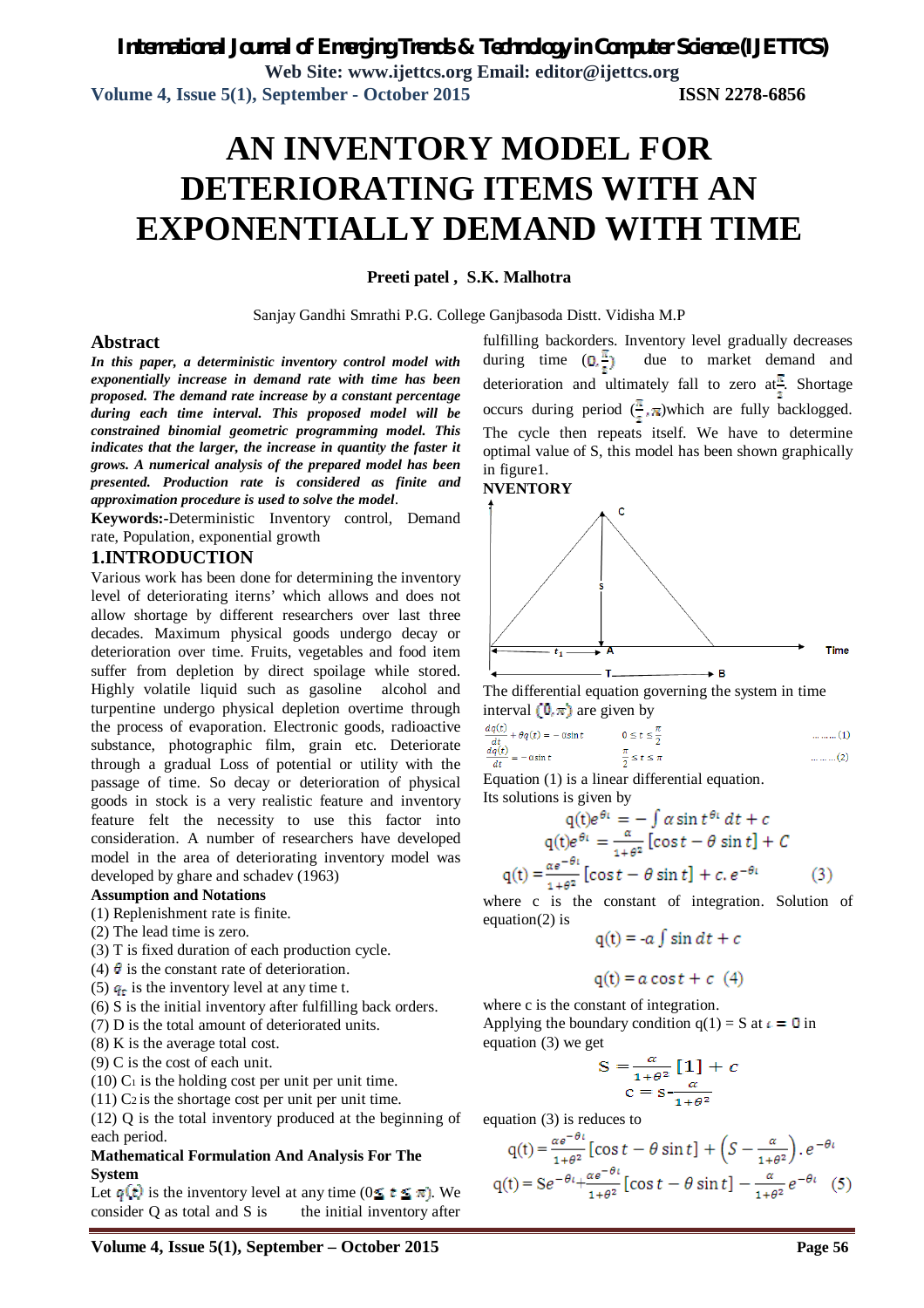# AN INVENTORY MODEL FOR DETERIORATING ITEMS WITH AN EXPONENTIALLY DEMAND WITH TIME

**Preeti patel , S.K. Malhotra**

Sanjay Gandhi Smrathi P.G. College Ganjbasoda Distt. Vidisha M.P

## Abstract

***In this paper, a deterministic inventory control model with exponentially increase in demand rate with time has been proposed. The demand rate increase by a constant percentage during each time interval. This proposed model will be constrained binomial geometric programming model. This indicates that the larger, the increase in quantity the faster it grows. A numerical analysis of the prepared model has been presented. Production rate is considered as finite and approximation procedure is used to solve the model.***

**Keywords:-**Deterministic Inventory control, Demand rate, Population, exponential growth

## 1.INTRODUCTION

Various work has been done for determining the inventory level of deteriorating iterns' which allows and does not allow shortage by different researchers over last three decades. Maximum physical goods undergo decay or deterioration over time. Fruits, vegetables and food item suffer from depletion by direct spoilage while stored. Highly volatile liquid such as gasoline alcohol and turpentine undergo physical depletion overtime through the process of evaporation. Electronic goods, radioactive substance, photographic film, grain etc. Deteriorate through a gradual Loss of potential or utility with the passage of time. So decay or deterioration of physical goods in stock is a very realistic feature and inventory feature felt the necessity to use this factor into consideration. A number of researchers have developed model in the area of deteriorating inventory model was developed by ghare and schadev (1963)

**Assumption and Notations**

(1) Replenishment rate is finite.
(2) The lead time is zero.
(3) T is fixed duration of each production cycle.
(4) $\theta$ is the constant rate of deterioration.
(5) $q_t$ is the inventory level at any time t.
(6) S is the initial inventory after fulfilling back orders.
(7) D is the total amount of deteriorated units.
(8) K is the average total cost.
(9) C is the cost of each unit.
(10) $C_1$ is the holding cost per unit per unit time.
(11) $C_2$ is the shortage cost per unit per unit time.
(12) Q is the total inventory produced at the beginning of each period.

**Mathematical Formulation And Analysis For The System**

Let $q(t)$ is the inventory level at any time $(0 \le t \le \pi)$. We consider Q as total and S is the initial inventory after fulfilling backorders. Inventory level gradually decreases during time $(0, \frac{\pi}{2})$ due to market demand and deterioration and ultimately fall to zero at $\frac{\pi}{2}$. Shortage occurs during period $(\frac{\pi}{2}, \pi)$which are fully backlogged. The cycle then repeats itself. We have to determine optimal value of S, this model has been shown graphically in figure1.

**NVENTORY**

C, S, $t_1$, A, Time, T, B

The differential equation governing the system in time interval $(0, \pi)$ are given by

$$\frac{dq(t)}{dt} + \theta q(t) = -\alpha \sin t \qquad 0 \le t \le \frac{\pi}{2} \qquad \ldots\ldots(1)$$

$$\frac{dq(t)}{dt} = -\alpha \sin t \qquad \frac{\pi}{2} \le t \le \pi \qquad \ldots\ldots(2)$$

Equation (1) is a linear differential equation.
Its solutions is given by

$$q(t)e^{\theta t} = -\int \alpha \sin t^{\theta t}\, dt + c$$

$$q(t)e^{\theta t} = \frac{\alpha}{1+\theta^2}[\cos t - \theta \sin t] + C$$

$$q(t) = \frac{\alpha e^{-\theta t}}{1+\theta^2}[\cos t - \theta \sin t] + c.e^{-\theta t} \qquad (3)$$

where c is the constant of integration. Solution of equation(2) is

$$q(t) = -a \int \sin dt + c$$

$$q(t) = a \cos t + c \quad (4)$$

where c is the constant of integration.
Applying the boundary condition q(1) = S at $t = 0$ in equation (3) we get

$$S = \frac{\alpha}{1+\theta^2}[1] + c$$

$$c = S - \frac{\alpha}{1+\theta^2}$$

equation (3) is reduces to

$$q(t) = \frac{\alpha e^{-\theta t}}{1+\theta^2}[\cos t - \theta \sin t] + \left(S - \frac{\alpha}{1+\theta^2}\right).e^{-\theta t}$$

$$q(t) = Se^{-\theta t} + \frac{\alpha e^{-\theta t}}{1+\theta^2}[\cos t - \theta \sin t] - \frac{\alpha}{1+\theta^2}e^{-\theta t} \quad (5)$$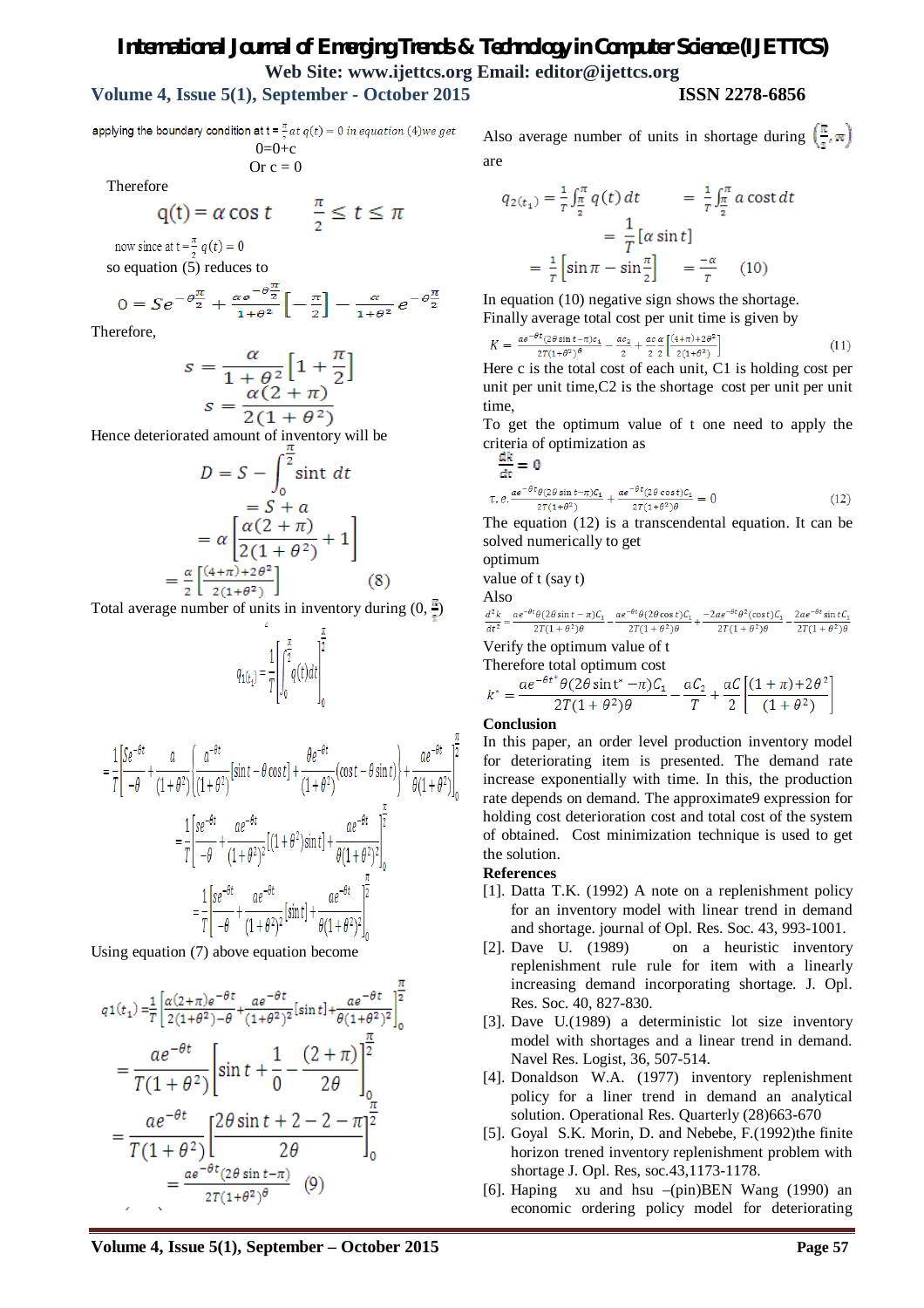applying the boundary condition at $t = \frac{\pi}{2}$ at $q(t) = 0$ in equation (4) we get

$$0 = 0 + c$$

Or c = 0

Therefore

$$q(t) = \alpha \cos t \qquad \frac{\pi}{2} \le t \le \pi$$

now since at $t = \frac{\pi}{2}$ $q(t) = 0$

so equation (5) reduces to

$$0 = Se^{-\theta\frac{\pi}{2}} + \frac{\alpha e^{-\theta\frac{\pi}{2}}}{1+\theta^2}\left[-\frac{\pi}{2}\right] - \frac{\alpha}{1+\theta^2}e^{-\theta\frac{\pi}{2}}$$

Therefore,

$$s = \frac{\alpha}{1+\theta^2}\left[1+\frac{\pi}{2}\right]$$

$$s = \frac{\alpha(2+\pi)}{2(1+\theta^2)}$$

Hence deteriorated amount of inventory will be

$$D = S - \int_0^{\frac{\pi}{2}} \sin t \, dt$$

$$= S + a$$

$$= \alpha\left[\frac{\alpha(2+\pi)}{2(1+\theta^2)} + 1\right]$$

$$= \frac{\alpha}{2}\left[\frac{(4+\pi)+2\theta^2}{2(1+\theta^2)}\right] \qquad (8)$$

Total average number of units in inventory during $(0, \frac{\pi}{2})$

$$q_{1(t_1)} = \frac{1}{T}\left[\int_0^{\frac{\pi}{2}} q(t)dt\right]_0^{\frac{\pi}{2}}$$

$$= \frac{1}{T}\left[\frac{Se^{-\theta t}}{-\theta} + \frac{a}{(1+\theta^2)}\left\{\frac{a^{-\theta t}}{(1+\theta^2)}[\sin t - \theta\cos t] + \frac{\theta e^{-\theta t}}{(1+\theta^2)}(\cos t - \theta \sin t)\right\} + \frac{ae^{-\theta t}}{\theta(1+\theta^2)}\right]_0^{\frac{\pi}{2}}$$

$$= \frac{1}{T}\left[\frac{Se^{-\theta t}}{-\theta} + \frac{ae^{-\theta t}}{(1+\theta^2)^2}[(1+\theta^2)\sin t] + \frac{ae^{-\theta t}}{\theta(1+\theta^2)}\right]_0^{\frac{\pi}{2}}$$

$$= \frac{1}{T}\left[\frac{Se^{-\theta t}}{-\theta} + \frac{ae^{-\theta t}}{(1+\theta^2)}[\sin t] + \frac{ae^{-\theta t}}{\theta(1+\theta^2)}\right]_0^{\frac{\pi}{2}}$$

Using equation (7) above equation become

$$q1(t_1) = \frac{1}{T}\left[\frac{\alpha(2+\pi)e^{-\theta t}}{2(1+\theta^2)-\theta} + \frac{ae^{-\theta t}}{(1+\theta^2)}[\sin t] + \frac{ae^{-\theta t}}{\theta(1+\theta^2)}\right]_0^{\frac{\pi}{2}}$$

$$= \frac{ae^{-\theta t}}{T(1+\theta^2)}\left[\sin t + \frac{1}{0} - \frac{(2+\pi)}{2\theta}\right]_0^{\frac{\pi}{2}}$$

$$= \frac{ae^{-\theta t}}{T(1+\theta^2)}\left[\frac{2\theta\sin t + 2 - 2 - \pi}{2\theta}\right]_0^{\frac{\pi}{2}}$$

$$= \frac{ae^{-\theta t}(2\theta\sin t - \pi)}{2T(1+\theta^2)^{\theta}} \qquad (9)$$

Also average number of units in shortage during $\left(\frac{\pi}{2}, \pi\right)$ are

$$q_{2(t_1)} = \frac{1}{T}\int_{\frac{\pi}{2}}^{\pi} q(t)\,dt \qquad = \frac{1}{T}\int_{\frac{\pi}{2}}^{\pi} a\cos t\,dt$$

$$= \frac{1}{T}[\alpha \sin t]$$

$$= \frac{1}{T}\left[\sin\pi - \sin\frac{\pi}{2}\right] \qquad = \frac{-\alpha}{T} \qquad (10)$$

In equation (10) negative sign shows the shortage.

Finally average total cost per unit time is given by

$$K = \frac{ae^{-\theta t}(2\theta\sin t - \pi)c_1}{2T(1+\theta^2)^{\theta}} - \frac{ac_2}{2} + \frac{ac}{2}\frac{\alpha}{2}\left[\frac{(4+\pi)+2\theta^2}{2(1+\theta^2)}\right] \qquad (11)$$

Here c is the total cost of each unit, C1 is holding cost per unit per unit time, C2 is the shortage cost per unit per unit time,

To get the optimum value of t one need to apply the criteria of optimization as

$$\frac{dk}{dt} = 0$$

$$\text{i.e.} \; \frac{ae^{-\theta t}\theta(2\theta\sin t - \pi)C_1}{2T(1+\theta^2)} + \frac{ae^{-\theta t}(2\theta\cos t)C_1}{2T(1+\theta^2)\theta} = 0 \qquad (12)$$

The equation (12) is a transcendental equation. It can be solved numerically to get optimum value of t (say t)

Also

$$\frac{d^2k}{dt^2} = \frac{ae^{-\theta t}\theta(2\theta\sin t - \pi)C_1}{2T(1+\theta^2)\theta} - \frac{ae^{-\theta t}\theta(2\theta\cos t)C_1}{2T(1+\theta^2)\theta} + \frac{-2ae^{-\theta t}\theta^2(\cos t)C_1}{2T(1+\theta^2)\theta} - \frac{2ae^{-\theta t}\sin tC_1}{2T(1+\theta^2)\theta}$$

Verify the optimum value of t

Therefore total optimum cost

$$k^* = \frac{ae^{-\theta t^*}\theta(2\theta\sin t^* - \pi)C_1}{2T(1+\theta^2)\theta} - \frac{aC_2}{T} + \frac{\alpha C}{2}\left[\frac{(1+\pi)+2\theta^2}{(1+\theta^2)}\right]$$

**Conclusion**

In this paper, an order level production inventory model for deteriorating item is presented. The demand rate increase exponentially with time. In this, the production rate depends on demand. The approximate9 expression for holding cost deterioration cost and total cost of the system of obtained. Cost minimization technique is used to get the solution.

**References**

[1]. Datta T.K. (1992) A note on a replenishment policy for an inventory model with linear trend in demand and shortage. journal of Opl. Res. Soc. 43, 993-1001.

[2]. Dave U. (1989) on a heuristic inventory replenishment rule rule for item with a linearly increasing demand incorporating shortage. J. Opl. Res. Soc. 40, 827-830.

[3]. Dave U.(1989) a deterministic lot size inventory model with shortages and a linear trend in demand. Navel Res. Logist, 36, 507-514.

[4]. Donaldson W.A. (1977) inventory replenishment policy for a liner trend in demand an analytical solution. Operational Res. Quarterly (28)663-670

[5]. Goyal S.K. Morin, D. and Nebebe, F.(1992)the finite horizon trened inventory replenishment problem with shortage J. Opl. Res, soc.43,1173-1178.

[6]. Haping xu and hsu –(pin)BEN Wang (1990) an economic ordering policy model for deteriorating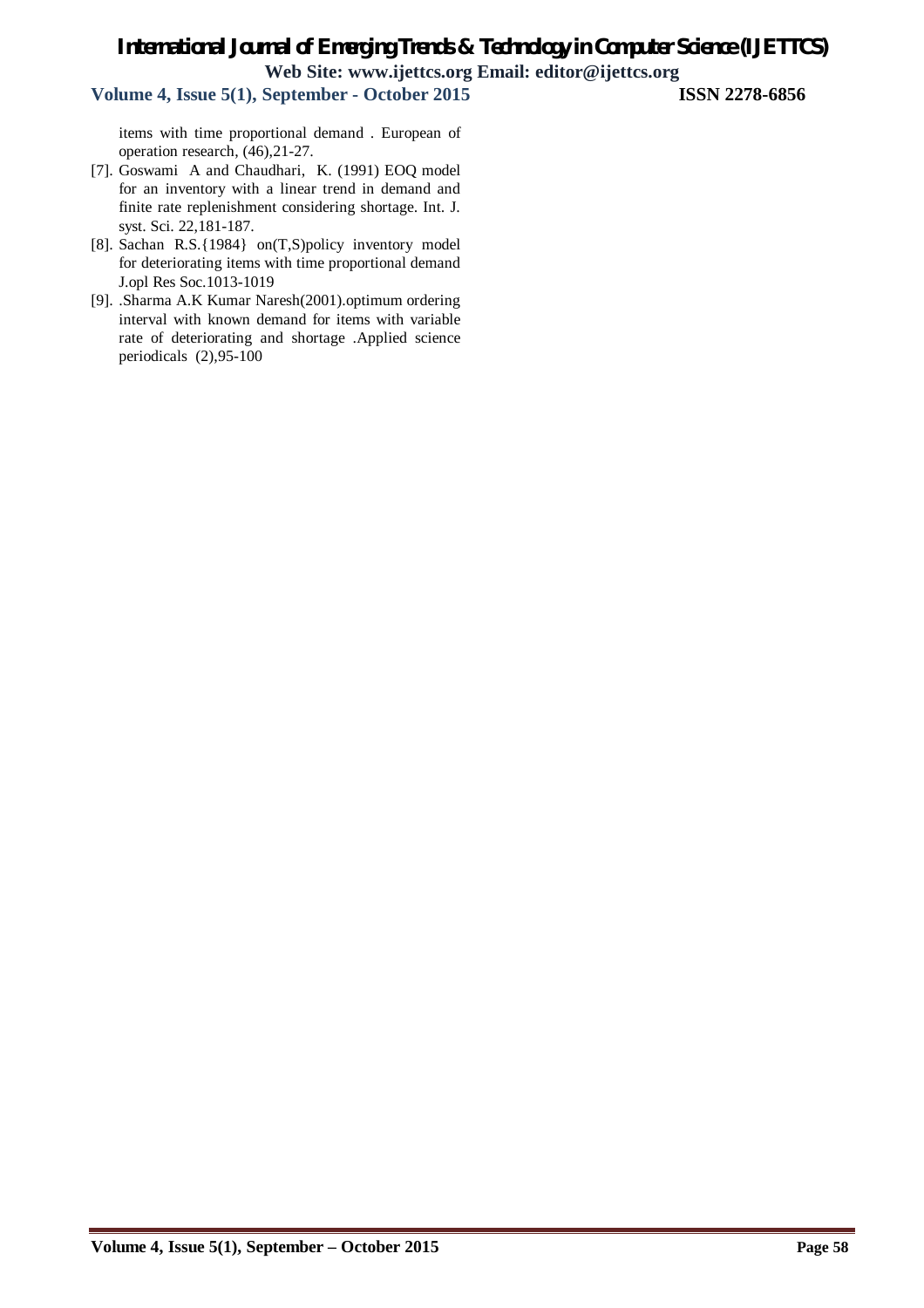items with time proportional demand . European of operation research, (46),21-27.

[7]. Goswami A and Chaudhari, K. (1991) EOQ model for an inventory with a linear trend in demand and finite rate replenishment considering shortage. Int. J. syst. Sci. 22,181-187.

[8]. Sachan R.S.{1984} on(T,S)policy inventory model for deteriorating items with time proportional demand J.opl Res Soc.1013-1019

[9]. .Sharma A.K Kumar Naresh(2001).optimum ordering interval with known demand for items with variable rate of deteriorating and shortage .Applied science periodicals (2),95-100